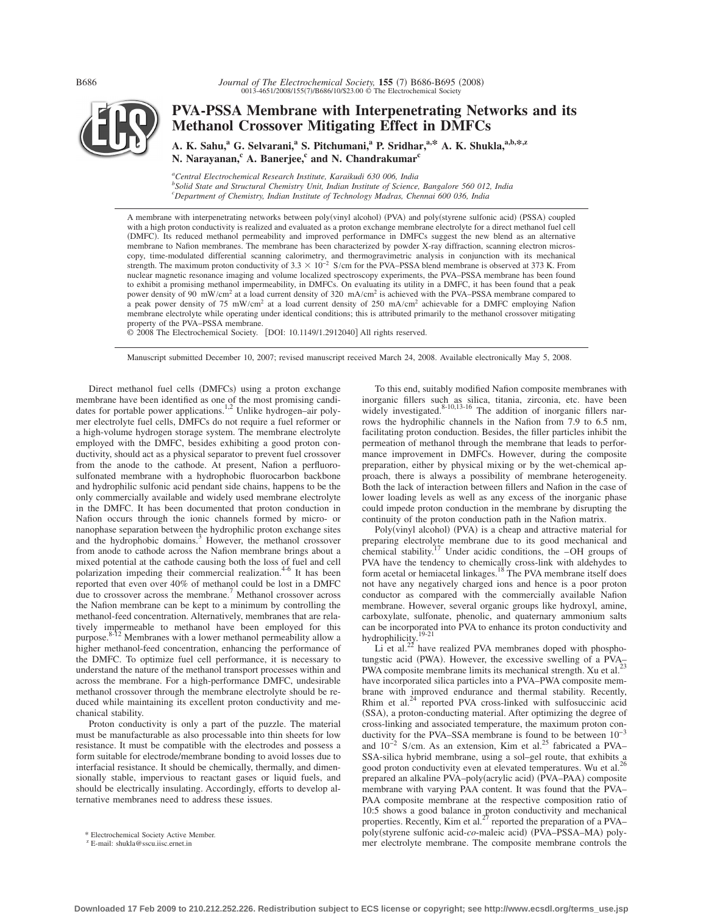# PVA-PSSA Membrane with Interpenetrating Networks and its Methanol Crossover Mitigating Effect in DMFCs

A. K. Sahu,[a] G. Selvarani,[a] S. Pitchumani,[a] P. Sridhar,[a,*] A. K. Shukla,[a,b,*,z] N. Narayanan,[c] A. Banerjee,[c] and N. Chandrakumar[c]

[a]*Central Electrochemical Research Institute, Karaikudi 630 006, India*
[b]*Solid State and Structural Chemistry Unit, Indian Institute of Science, Bangalore 560 012, India*
[c]*Department of Chemistry, Indian Institute of Technology Madras, Chennai 600 036, India*

A membrane with interpenetrating networks between poly(vinyl alcohol) (PVA) and poly(styrene sulfonic acid) (PSSA) coupled with a high proton conductivity is realized and evaluated as a proton exchange membrane electrolyte for a direct methanol fuel cell (DMFC). Its reduced methanol permeability and improved performance in DMFCs suggest the new blend as an alternative membrane to Nafion membranes. The membrane has been characterized by powder X-ray diffraction, scanning electron microscopy, time-modulated differential scanning calorimetry, and thermogravimetric analysis in conjunction with its mechanical strength. The maximum proton conductivity of $3.3 \times 10^{-2}$ S/cm for the PVA–PSSA blend membrane is observed at 373 K. From nuclear magnetic resonance imaging and volume localized spectroscopy experiments, the PVA–PSSA membrane has been found to exhibit a promising methanol impermeability, in DMFCs. On evaluating its utility in a DMFC, it has been found that a peak power density of 90 mW/cm$^2$ at a load current density of 320 mA/cm$^2$ is achieved with the PVA–PSSA membrane compared to a peak power density of 75 mW/cm$^2$ at a load current density of 250 mA/cm$^2$ achievable for a DMFC employing Nafion membrane electrolyte while operating under identical conditions; this is attributed primarily to the methanol crossover mitigating property of the PVA–PSSA membrane.

© 2008 The Electrochemical Society. [DOI: 10.1149/1.2912040] All rights reserved.

Manuscript submitted December 10, 2007; revised manuscript received March 24, 2008. Available electronically May 5, 2008.

Direct methanol fuel cells (DMFCs) using a proton exchange membrane have been identified as one of the most promising candidates for portable power applications.[1,2] Unlike hydrogen–air polymer electrolyte fuel cells, DMFCs do not require a fuel reformer or a high-volume hydrogen storage system. The membrane electrolyte employed with the DMFC, besides exhibiting a good proton conductivity, should act as a physical separator to prevent fuel crossover from the anode to the cathode. At present, Nafion a perfluorosulfonated membrane with a hydrophobic fluorocarbon backbone and hydrophilic sulfonic acid pendant side chains, happens to be the only commercially available and widely used membrane electrolyte in the DMFC. It has been documented that proton conduction in Nafion occurs through the ionic channels formed by micro- or nanophase separation between the hydrophilic proton exchange sites and the hydrophobic domains.[3] However, the methanol crossover from anode to cathode across the Nafion membrane brings about a mixed potential at the cathode causing both the loss of fuel and cell polarization impeding their commercial realization.[4-6] It has been reported that even over 40% of methanol could be lost in a DMFC due to crossover across the membrane.[7] Methanol crossover across the Nafion membrane can be kept to a minimum by controlling the methanol-feed concentration. Alternatively, membranes that are relatively impermeable to methanol have been employed for this purpose.[8-12] Membranes with a lower methanol permeability allow a higher methanol-feed concentration, enhancing the performance of the DMFC. To optimize fuel cell performance, it is necessary to understand the nature of the methanol transport processes within and across the membrane. For a high-performance DMFC, undesirable methanol crossover through the membrane electrolyte should be reduced while maintaining its excellent proton conductivity and mechanical stability.

Proton conductivity is only a part of the puzzle. The material must be manufacturable as also processable into thin sheets for low resistance. It must be compatible with the electrodes and possess a form suitable for electrode/membrane bonding to avoid losses due to interfacial resistance. It should be chemically, thermally, and dimensionally stable, impervious to reactant gases or liquid fuels, and should be electrically insulating. Accordingly, efforts to develop alternative membranes need to address these issues.

To this end, suitably modified Nafion composite membranes with inorganic fillers such as silica, titania, zirconia, etc. have been widely investigated.[8-10,13-16] The addition of inorganic fillers narrows the hydrophilic channels in the Nafion from 7.9 to 6.5 nm, facilitating proton conduction. Besides, the filler particles inhibit the permeation of methanol through the membrane that leads to performance improvement in DMFCs. However, during the composite preparation, either by physical mixing or by the wet-chemical approach, there is always a possibility of membrane heterogeneity. Both the lack of interaction between fillers and Nafion in the case of lower loading levels as well as any excess of the inorganic phase could impede proton conduction in the membrane by disrupting the continuity of the proton conduction path in the Nafion matrix.

Poly(vinyl alcohol) (PVA) is a cheap and attractive material for preparing electrolyte membrane due to its good mechanical and chemical stability.[17] Under acidic conditions, the –OH groups of PVA have the tendency to chemically cross-link with aldehydes to form acetal or hemiacetal linkages.[18] The PVA membrane itself does not have any negatively charged ions and hence is a poor proton conductor as compared with the commercially available Nafion membrane. However, several organic groups like hydroxyl, amine, carboxylate, sulfonate, phenolic, and quaternary ammonium salts can be incorporated into PVA to enhance its proton conductivity and hydrophilicity.[19-21]

Li et al.[22] have realized PVA membranes doped with phosphotungstic acid (PWA). However, the excessive swelling of a PVA–PWA composite membrane limits its mechanical strength. Xu et al.[23] have incorporated silica particles into a PVA–PWA composite membrane with improved endurance and thermal stability. Recently, Rhim et al.[24] reported PVA cross-linked with sulfosuccinic acid (SSA), a proton-conducting material. After optimizing the degree of cross-linking and associated temperature, the maximum proton conductivity for the PVA–SSA membrane is found to be between $10^{-3}$ and $10^{-2}$ S/cm. As an extension, Kim et al.[25] fabricated a PVA–SSA-silica hybrid membrane, using a sol–gel route, that exhibits a good proton conductivity even at elevated temperatures. Wu et al.[26] prepared an alkaline PVA–poly(acrylic acid) (PVA–PAA) composite membrane with varying PAA content. It was found that the PVA–PAA composite membrane at the respective composition ratio of 10:5 shows a good balance in proton conductivity and mechanical properties. Recently, Kim et al.[27] reported the preparation of a PVA–poly(styrene sulfonic acid-*co*-maleic acid) (PVA–PSSA–MA) polymer electrolyte membrane. The composite membrane controls the

\* Electrochemical Society Active Member.
[z] E-mail: shukla@sscu.iisc.ernet.in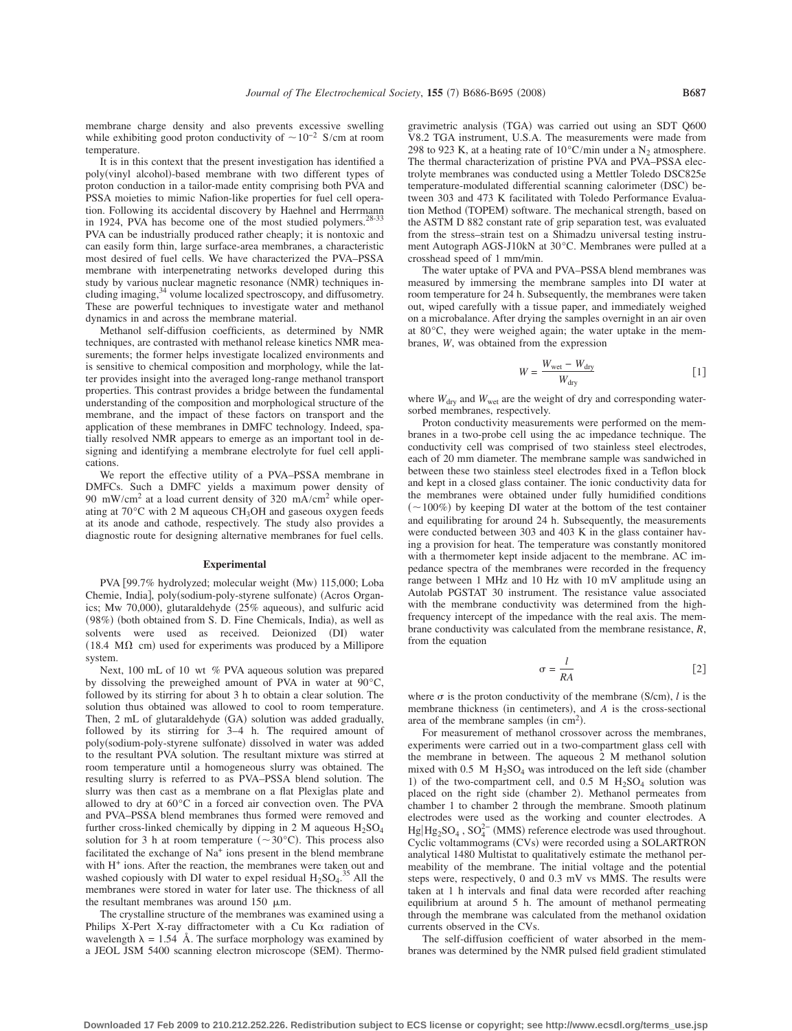membrane charge density and also prevents excessive swelling while exhibiting good proton conductivity of $\sim 10^{-2}$ S/cm at room temperature.

It is in this context that the present investigation has identified a poly(vinyl alcohol)-based membrane with two different types of proton conduction in a tailor-made entity comprising both PVA and PSSA moieties to mimic Nafion-like properties for fuel cell operation. Following its accidental discovery by Haehnel and Herrmann in 1924, PVA has become one of the most studied polymers.[28-33] PVA can be industrially produced rather cheaply; it is nontoxic and can easily form thin, large surface-area membranes, a characteristic most desired of fuel cells. We have characterized the PVA–PSSA membrane with interpenetrating networks developed during this study by various nuclear magnetic resonance (NMR) techniques including imaging,[34] volume localized spectroscopy, and diffusometry. These are powerful techniques to investigate water and methanol dynamics in and across the membrane material.

Methanol self-diffusion coefficients, as determined by NMR techniques, are contrasted with methanol release kinetics NMR measurements; the former helps investigate localized environments and is sensitive to chemical composition and morphology, while the latter provides insight into the averaged long-range methanol transport properties. This contrast provides a bridge between the fundamental understanding of the composition and morphological structure of the membrane, and the impact of these factors on transport and the application of these membranes in DMFC technology. Indeed, spatially resolved NMR appears to emerge as an important tool in designing and identifying a membrane electrolyte for fuel cell applications.

We report the effective utility of a PVA–PSSA membrane in DMFCs. Such a DMFC yields a maximum power density of 90 mW/cm$^2$ at a load current density of 320 mA/cm$^2$ while operating at 70°C with 2 M aqueous $CH_3OH$ and gaseous oxygen feeds at its anode and cathode, respectively. The study also provides a diagnostic route for designing alternative membranes for fuel cells.

## Experimental

PVA [99.7% hydrolyzed; molecular weight (Mw) 115,000; Loba Chemie, India], poly(sodium-poly-styrene sulfonate) (Acros Organics; Mw 70,000), glutaraldehyde (25% aqueous), and sulfuric acid (98%) (both obtained from S. D. Fine Chemicals, India), as well as solvents were used as received. Deionized (DI) water (18.4 MΩ cm) used for experiments was produced by a Millipore system.

Next, 100 mL of 10 wt % PVA aqueous solution was prepared by dissolving the preweighed amount of PVA in water at 90°C, followed by its stirring for about 3 h to obtain a clear solution. The solution thus obtained was allowed to cool to room temperature. Then, 2 mL of glutaraldehyde (GA) solution was added gradually, followed by its stirring for 3–4 h. The required amount of poly(sodium-poly-styrene sulfonate) dissolved in water was added to the resultant PVA solution. The resultant mixture was stirred at room temperature until a homogeneous slurry was obtained. The resulting slurry is referred to as PVA–PSSA blend solution. The slurry was then cast as a membrane on a flat Plexiglas plate and allowed to dry at 60°C in a forced air convection oven. The PVA and PVA–PSSA blend membranes thus formed were removed and further cross-linked chemically by dipping in 2 M aqueous $H_2SO_4$ solution for 3 h at room temperature (~30°C). This process also facilitated the exchange of $Na^+$ ions present in the blend membrane with $H^+$ ions. After the reaction, the membranes were taken out and washed copiously with DI water to expel residual $H_2SO_4$.[35] All the membranes were stored in water for later use. The thickness of all the resultant membranes was around 150 μm.

The crystalline structure of the membranes was examined using a Philips X-Pert X-ray diffractometer with a Cu Kα radiation of wavelength λ = 1.54 Å. The surface morphology was examined by a JEOL JSM 5400 scanning electron microscope (SEM). Thermogravimetric analysis (TGA) was carried out using an SDT Q600 V8.2 TGA instrument, U.S.A. The measurements were made from 298 to 923 K, at a heating rate of 10°C/min under a $N_2$ atmosphere. The thermal characterization of pristine PVA and PVA–PSSA electrolyte membranes was conducted using a Mettler Toledo DSC825e temperature-modulated differential scanning calorimeter (DSC) between 303 and 473 K facilitated with Toledo Performance Evaluation Method (TOPEM) software. The mechanical strength, based on the ASTM D 882 constant rate of grip separation test, was evaluated from the stress–strain test on a Shimadzu universal testing instrument Autograph AGS-J10kN at 30°C. Membranes were pulled at a crosshead speed of 1 mm/min.

The water uptake of PVA and PVA–PSSA blend membranes was measured by immersing the membrane samples into DI water at room temperature for 24 h. Subsequently, the membranes were taken out, wiped carefully with a tissue paper, and immediately weighed on a microbalance. After drying the samples overnight in an air oven at 80°C, they were weighed again; the water uptake in the membranes, $W$, was obtained from the expression

$$W = \frac{W_{\text{wet}} - W_{\text{dry}}}{W_{\text{dry}}} \qquad [1]$$

where $W_{\text{dry}}$ and $W_{\text{wet}}$ are the weight of dry and corresponding water-sorbed membranes, respectively.

Proton conductivity measurements were performed on the membranes in a two-probe cell using the ac impedance technique. The conductivity cell was comprised of two stainless steel electrodes, each of 20 mm diameter. The membrane sample was sandwiched in between these two stainless steel electrodes fixed in a Teflon block and kept in a closed glass container. The ionic conductivity data for the membranes were obtained under fully humidified conditions (~100%) by keeping DI water at the bottom of the test container and equilibrating for around 24 h. Subsequently, the measurements were conducted between 303 and 403 K in the glass container having a provision for heat. The temperature was constantly monitored with a thermometer kept inside adjacent to the membrane. AC impedance spectra of the membranes were recorded in the frequency range between 1 MHz and 10 Hz with 10 mV amplitude using an Autolab PGSTAT 30 instrument. The resistance value associated with the membrane conductivity was determined from the high-frequency intercept of the impedance with the real axis. The membrane conductivity was calculated from the membrane resistance, $R$, from the equation

$$\sigma = \frac{l}{RA} \qquad [2]$$

where $\sigma$ is the proton conductivity of the membrane (S/cm), $l$ is the membrane thickness (in centimeters), and $A$ is the cross-sectional area of the membrane samples (in cm$^2$).

For measurement of methanol crossover across the membranes, experiments were carried out in a two-compartment glass cell with the membrane in between. The aqueous 2 M methanol solution mixed with 0.5 M $H_2SO_4$ was introduced on the left side (chamber 1) of the two-compartment cell, and 0.5 M $H_2SO_4$ solution was placed on the right side (chamber 2). Methanol permeates from chamber 1 to chamber 2 through the membrane. Smooth platinum electrodes were used as the working and counter electrodes. A $Hg|Hg_2SO_4$, $SO_4^{2-}$ (MMS) reference electrode was used throughout. Cyclic voltammograms (CVs) were recorded using a SOLARTRON analytical 1480 Multistat to qualitatively estimate the methanol permeability of the membrane. The initial voltage and the potential steps were, respectively, 0 and 0.3 mV vs MMS. The results were taken at 1 h intervals and final data were recorded after reaching equilibrium at around 5 h. The amount of methanol permeating through the membrane was calculated from the methanol oxidation currents observed in the CVs.

The self-diffusion coefficient of water absorbed in the membranes was determined by the NMR pulsed field gradient stimulated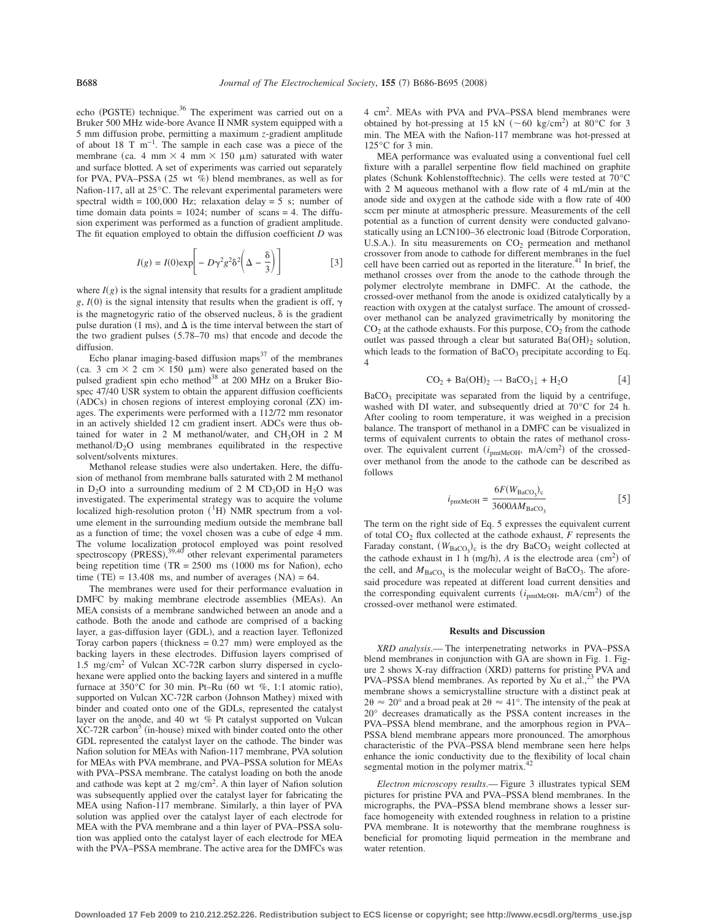echo (PGSTE) technique.[36] The experiment was carried out on a Bruker 500 MHz wide-bore Avance II NMR system equipped with a 5 mm diffusion probe, permitting a maximum $z$-gradient amplitude of about 18 T $m^{-1}$. The sample in each case was a piece of the membrane (ca. 4 mm × 4 mm × 150 μm) saturated with water and surface blotted. A set of experiments was carried out separately for PVA, PVA–PSSA (25 wt %) blend membranes, as well as for Nafion-117, all at 25°C. The relevant experimental parameters were spectral width = 100,000 Hz; relaxation delay = 5 s; number of time domain data points = 1024; number of scans = 4. The diffusion experiment was performed as a function of gradient amplitude. The fit equation employed to obtain the diffusion coefficient $D$ was

$$I(g) = I(0)\exp\left[-D\gamma^2 g^2 \delta^2\left(\Delta - \frac{\delta}{3}\right)\right] \quad [3]$$

where $I(g)$ is the signal intensity that results for a gradient amplitude $g$, $I(0)$ is the signal intensity that results when the gradient is off, $\gamma$ is the magnetogyric ratio of the observed nucleus, $\delta$ is the gradient pulse duration (1 ms), and $\Delta$ is the time interval between the start of the two gradient pulses (5.78–70 ms) that encode and decode the diffusion.

Echo planar imaging-based diffusion maps[37] of the membranes (ca. 3 cm × 2 cm × 150 μm) were also generated based on the pulsed gradient spin echo method[38] at 200 MHz on a Bruker Biospec 47/40 USR system to obtain the apparent diffusion coefficients (ADCs) in chosen regions of interest employing coronal (ZX) images. The experiments were performed with a 112/72 mm resonator in an actively shielded 12 cm gradient insert. ADCs were thus obtained for water in 2 M methanol/water, and $CH_3OH$ in 2 M methanol/$D_2O$ using membranes equilibrated in the respective solvent/solvents mixtures.

Methanol release studies were also undertaken. Here, the diffusion of methanol from membrane balls saturated with 2 M methanol in $D_2O$ into a surrounding medium of 2 M $CD_3OD$ in $H_2O$ was investigated. The experimental strategy was to acquire the volume localized high-resolution proton ($^1H$) NMR spectrum from a volume element in the surrounding medium outside the membrane ball as a function of time; the voxel chosen was a cube of edge 4 mm. The volume localization protocol employed was point resolved spectroscopy (PRESS),[39,40] other relevant experimental parameters being repetition time (TR = 2500 ms (1000 ms for Nafion), echo time (TE) = 13.408 ms, and number of averages (NA) = 64.

The membranes were used for their performance evaluation in DMFC by making membrane electrode assemblies (MEAs). An MEA consists of a membrane sandwiched between an anode and a cathode. Both the anode and cathode are comprised of a backing layer, a gas-diffusion layer (GDL), and a reaction layer. Teflonized Toray carbon papers (thickness = 0.27 mm) were employed as the backing layers in these electrodes. Diffusion layers comprised of 1.5 mg/$cm^2$ of Vulcan XC-72R carbon slurry dispersed in cyclohexane were applied onto the backing layers and sintered in a muffle furnace at 350°C for 30 min. Pt–Ru (60 wt %, 1:1 atomic ratio), supported on Vulcan XC-72R carbon (Johnson Mathey) mixed with binder and coated onto one of the GDLs, represented the catalyst layer on the anode, and 40 wt % Pt catalyst supported on Vulcan XC-72R carbon[5] (in-house) mixed with binder coated onto the other GDL represented the catalyst layer on the cathode. The binder was Nafion solution for MEAs with Nafion-117 membrane, PVA solution for MEAs with PVA membrane, and PVA–PSSA solution for MEAs with PVA–PSSA membrane. The catalyst loading on both the anode and cathode was kept at 2 mg/$cm^2$. A thin layer of Nafion solution was subsequently applied over the catalyst layer for fabricating the MEA using Nafion-117 membrane. Similarly, a thin layer of PVA solution was applied over the catalyst layer of each electrode for MEA with the PVA membrane and a thin layer of PVA–PSSA solution was applied onto the catalyst layer of each electrode for MEA with the PVA–PSSA membrane. The active area for the DMFCs was 4 $cm^2$. MEAs with PVA and PVA–PSSA blend membranes were obtained by hot-pressing at 15 kN (~60 kg/$cm^2$) at 80°C for 3 min. The MEA with the Nafion-117 membrane was hot-pressed at 125°C for 3 min.

MEA performance was evaluated using a conventional fuel cell fixture with a parallel serpentine flow field machined on graphite plates (Schunk Kohlenstofftechnic). The cells were tested at 70°C with 2 M aqueous methanol with a flow rate of 4 mL/min at the anode side and oxygen at the cathode side with a flow rate of 400 sccm per minute at atmospheric pressure. Measurements of the cell potential as a function of current density were conducted galvanostatically using an LCN100–36 electronic load (Bitrode Corporation, U.S.A.). In situ measurements on $CO_2$ permeation and methanol crossover from anode to cathode for different membranes in the fuel cell have been carried out as reported in the literature.[41] In brief, the methanol crosses over from the anode to the cathode through the polymer electrolyte membrane in DMFC. At the cathode, the crossed-over methanol from the anode is oxidized catalytically by a reaction with oxygen at the catalyst surface. The amount of crossed-over methanol can be analyzed gravimetrically by monitoring the $CO_2$ at the cathode exhausts. For this purpose, $CO_2$ from the cathode outlet was passed through a clear but saturated $Ba(OH)_2$ solution, which leads to the formation of $BaCO_3$ precipitate according to Eq. 4

$$CO_2 + Ba(OH)_2 \rightarrow BaCO_3\downarrow + H_2O \quad [4]$$

$BaCO_3$ precipitate was separated from the liquid by a centrifuge, washed with DI water, and subsequently dried at 70°C for 24 h. After cooling to room temperature, it was weighed in a precision balance. The transport of methanol in a DMFC can be visualized in terms of equivalent currents to obtain the rates of methanol crossover. The equivalent current ($i_{pmtMeOH}$, mA/$cm^2$) of the crossed-over methanol from the anode to the cathode can be described as follows

$$i_{pmtMeOH} = \frac{6F(W_{BaCO_3})_c}{3600AM_{BaCO_3}} \quad [5]$$

The term on the right side of Eq. 5 expresses the equivalent current of total $CO_2$ flux collected at the cathode exhaust, $F$ represents the Faraday constant, $(W_{BaCO_3})_c$ is the dry $BaCO_3$ weight collected at the cathode exhaust in 1 h (mg/h), $A$ is the electrode area ($cm^2$) of the cell, and $M_{BaCO_3}$ is the molecular weight of $BaCO_3$. The aforesaid procedure was repeated at different load current densities and the corresponding equivalent currents ($i_{pmtMeOH}$, mA/$cm^2$) of the crossed-over methanol were estimated.

## Results and Discussion

*XRD analysis*.— The interpenetrating networks in PVA–PSSA blend membranes in conjunction with GA are shown in Fig. 1. Figure 2 shows X-ray diffraction (XRD) patterns for pristine PVA and PVA–PSSA blend membranes. As reported by Xu et al.,[23] the PVA membrane shows a semicrystalline structure with a distinct peak at $2\theta \approx 20°$ and a broad peak at $2\theta \approx 41°$. The intensity of the peak at 20° decreases dramatically as the PSSA content increases in the PVA–PSSA blend membrane, and the amorphous region in PVA–PSSA blend membrane appears more pronounced. The amorphous characteristic of the PVA–PSSA blend membrane seen here helps enhance the ionic conductivity due to the flexibility of local chain segmental motion in the polymer matrix.[42]

*Electron microscopy results*.— Figure 3 illustrates typical SEM pictures for pristine PVA and PVA–PSSA blend membranes. In the micrographs, the PVA–PSSA blend membrane shows a lesser surface homogeneity with extended roughness in relation to a pristine PVA membrane. It is noteworthy that the membrane roughness is beneficial for promoting liquid permeation in the membrane and water retention.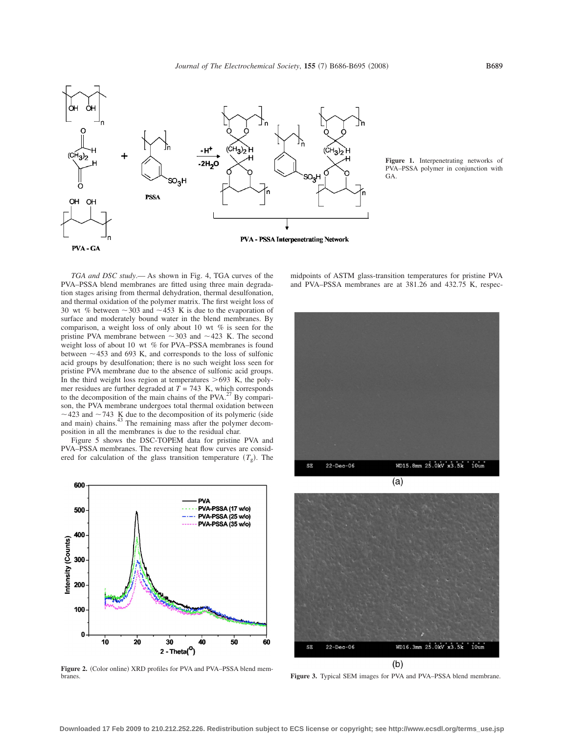Figure 1. Interpenetrating networks of PVA–PSSA polymer in conjunction with GA.

*TGA and DSC study*.— As shown in Fig. 4, TGA curves of the PVA–PSSA blend membranes are fitted using three main degradation stages arising from thermal dehydration, thermal desulfonation, and thermal oxidation of the polymer matrix. The first weight loss of 30 wt % between ~303 and ~453 K is due to the evaporation of surface and moderately bound water in the blend membranes. By comparison, a weight loss of only about 10 wt % is seen for the pristine PVA membrane between ~303 and ~423 K. The second weight loss of about 10 wt % for PVA–PSSA membranes is found between ~453 and 693 K, and corresponds to the loss of sulfonic acid groups by desulfonation; there is no such weight loss seen for pristine PVA membrane due to the absence of sulfonic acid groups. In the third weight loss region at temperatures >693 K, the polymer residues are further degraded at $T = 743$ K, which corresponds to the decomposition of the main chains of the PVA.[27] By comparison, the PVA membrane undergoes total thermal oxidation between ~423 and ~743 K due to the decomposition of its polymeric (side and main) chains.[43] The remaining mass after the polymer decomposition in all the membranes is due to the residual char.

Figure 5 shows the DSC-TOPEM data for pristine PVA and PVA–PSSA membranes. The reversing heat flow curves are considered for calculation of the glass transition temperature ($T_g$). The midpoints of ASTM glass-transition temperatures for pristine PVA and PVA–PSSA membranes are at 381.26 and 432.75 K, respec-

Figure 2. (Color online) XRD profiles for PVA and PVA–PSSA blend membranes.

Figure 3. Typical SEM images for PVA and PVA–PSSA blend membrane.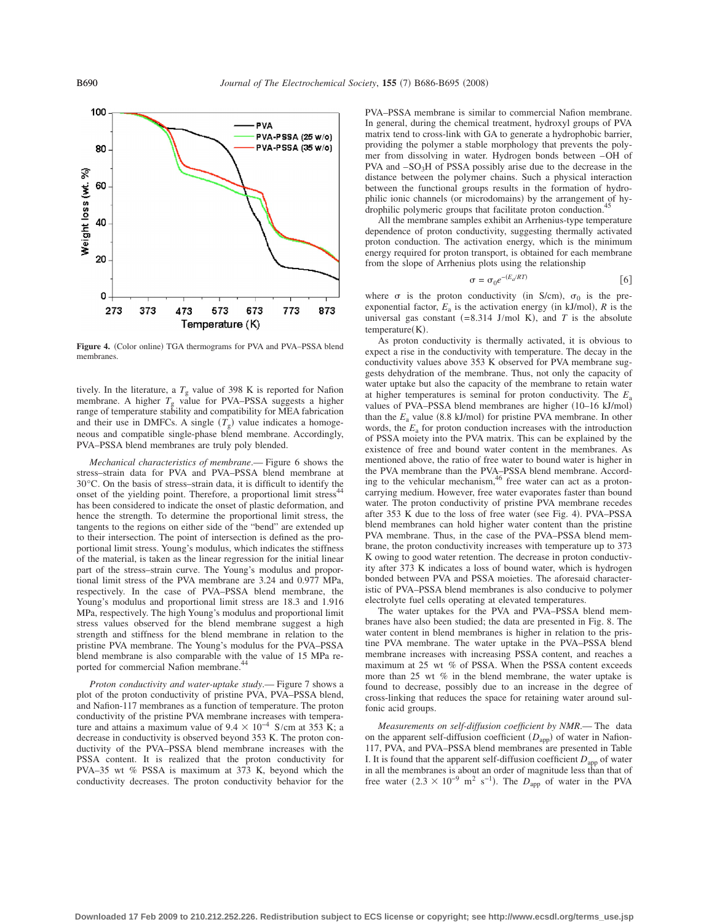Figure 4. (Color online) TGA thermograms for PVA and PVA–PSSA blend membranes.

tively. In the literature, a $T_g$ value of 398 K is reported for Nafion membrane. A higher $T_g$ value for PVA–PSSA suggests a higher range of temperature stability and compatibility for MEA fabrication and their use in DMFCs. A single ($T_g$) value indicates a homogeneous and compatible single-phase blend membrane. Accordingly, PVA–PSSA blend membranes are truly poly blended.

*Mechanical characteristics of membrane*.— Figure 6 shows the stress–strain data for PVA and PVA–PSSA blend membrane at 30°C. On the basis of stress–strain data, it is difficult to identify the onset of the yielding point. Therefore, a proportional limit stress[44] has been considered to indicate the onset of plastic deformation, and hence the strength. To determine the proportional limit stress, the tangents to the regions on either side of the "bend" are extended up to their intersection. The point of intersection is defined as the proportional limit stress. Young's modulus, which indicates the stiffness of the material, is taken as the linear regression for the initial linear part of the stress–strain curve. The Young's modulus and proportional limit stress of the PVA membrane are 3.24 and 0.977 MPa, respectively. In the case of PVA–PSSA blend membrane, the Young's modulus and proportional limit stress are 18.3 and 1.916 MPa, respectively. The high Young's modulus and proportional limit stress values observed for the blend membrane suggest a high strength and stiffness for the blend membrane in relation to the pristine PVA membrane. The Young's modulus for the PVA–PSSA blend membrane is also comparable with the value of 15 MPa reported for commercial Nafion membrane.[44]

*Proton conductivity and water-uptake study*.— Figure 7 shows a plot of the proton conductivity of pristine PVA, PVA–PSSA blend, and Nafion-117 membranes as a function of temperature. The proton conductivity of the pristine PVA membrane increases with temperature and attains a maximum value of $9.4 \times 10^{-4}$ S/cm at 353 K; a decrease in conductivity is observed beyond 353 K. The proton conductivity of the PVA–PSSA blend membrane increases with the PSSA content. It is realized that the proton conductivity for PVA–35 wt % PSSA is maximum at 373 K, beyond which the conductivity decreases. The proton conductivity behavior for the PVA–PSSA membrane is similar to commercial Nafion membrane. In general, during the chemical treatment, hydroxyl groups of PVA matrix tend to cross-link with GA to generate a hydrophobic barrier, providing the polymer a stable morphology that prevents the polymer from dissolving in water. Hydrogen bonds between –OH of PVA and $-SO_3H$ of PSSA possibly arise due to the decrease in the distance between the polymer chains. Such a physical interaction between the functional groups results in the formation of hydrophilic ionic channels (or microdomains) by the arrangement of hydrophilic polymeric groups that facilitate proton conduction.[45]

All the membrane samples exhibit an Arrhenius-type temperature dependence of proton conductivity, suggesting thermally activated proton conduction. The activation energy, which is the minimum energy required for proton transport, is obtained for each membrane from the slope of Arrhenius plots using the relationship

$$\sigma = \sigma_0 e^{-(E_a/RT)} \qquad [6]$$

where $\sigma$ is the proton conductivity (in S/cm), $\sigma_0$ is the pre-exponential factor, $E_a$ is the activation energy (in kJ/mol), $R$ is the universal gas constant (=8.314 J/mol K), and $T$ is the absolute temperature(K).

As proton conductivity is thermally activated, it is obvious to expect a rise in the conductivity with temperature. The decay in the conductivity values above 353 K observed for PVA membrane suggests dehydration of the membrane. Thus, not only the capacity of water uptake but also the capacity of the membrane to retain water at higher temperatures is seminal for proton conductivity. The $E_a$ values of PVA–PSSA blend membranes are higher (10–16 kJ/mol) than the $E_a$ value (8.8 kJ/mol) for pristine PVA membrane. In other words, the $E_a$ for proton conduction increases with the introduction of PSSA moiety into the PVA matrix. This can be explained by the existence of free and bound water content in the membranes. As mentioned above, the ratio of free water to bound water is higher in the PVA membrane than the PVA–PSSA blend membrane. According to the vehicular mechanism,[46] free water can act as a proton-carrying medium. However, free water evaporates faster than bound water. The proton conductivity of pristine PVA membrane recedes after 353 K due to the loss of free water (see Fig. 4). PVA–PSSA blend membranes can hold higher water content than the pristine PVA membrane. Thus, in the case of the PVA–PSSA blend membrane, the proton conductivity increases with temperature up to 373 K owing to good water retention. The decrease in proton conductivity after 373 K indicates a loss of bound water, which is hydrogen bonded between PVA and PSSA moieties. The aforesaid characteristic of PVA–PSSA blend membranes is also conducive to polymer electrolyte fuel cells operating at elevated temperatures.

The water uptakes for the PVA and PVA–PSSA blend membranes have also been studied; the data are presented in Fig. 8. The water content in blend membranes is higher in relation to the pristine PVA membrane. The water uptake in the PVA–PSSA blend membrane increases with increasing PSSA content, and reaches a maximum at 25 wt % of PSSA. When the PSSA content exceeds more than 25 wt % in the blend membrane, the water uptake is found to decrease, possibly due to an increase in the degree of cross-linking that reduces the space for retaining water around sulfonic acid groups.

*Measurements on self-diffusion coefficient by NMR*.— The data on the apparent self-diffusion coefficient ($D_{app}$) of water in Nafion-117, PVA, and PVA–PSSA blend membranes are presented in Table I. It is found that the apparent self-diffusion coefficient $D_{app}$ of water in all the membranes is about an order of magnitude less than that of free water ($2.3 \times 10^{-9}$ $m^2$ $s^{-1}$). The $D_{app}$ of water in the PVA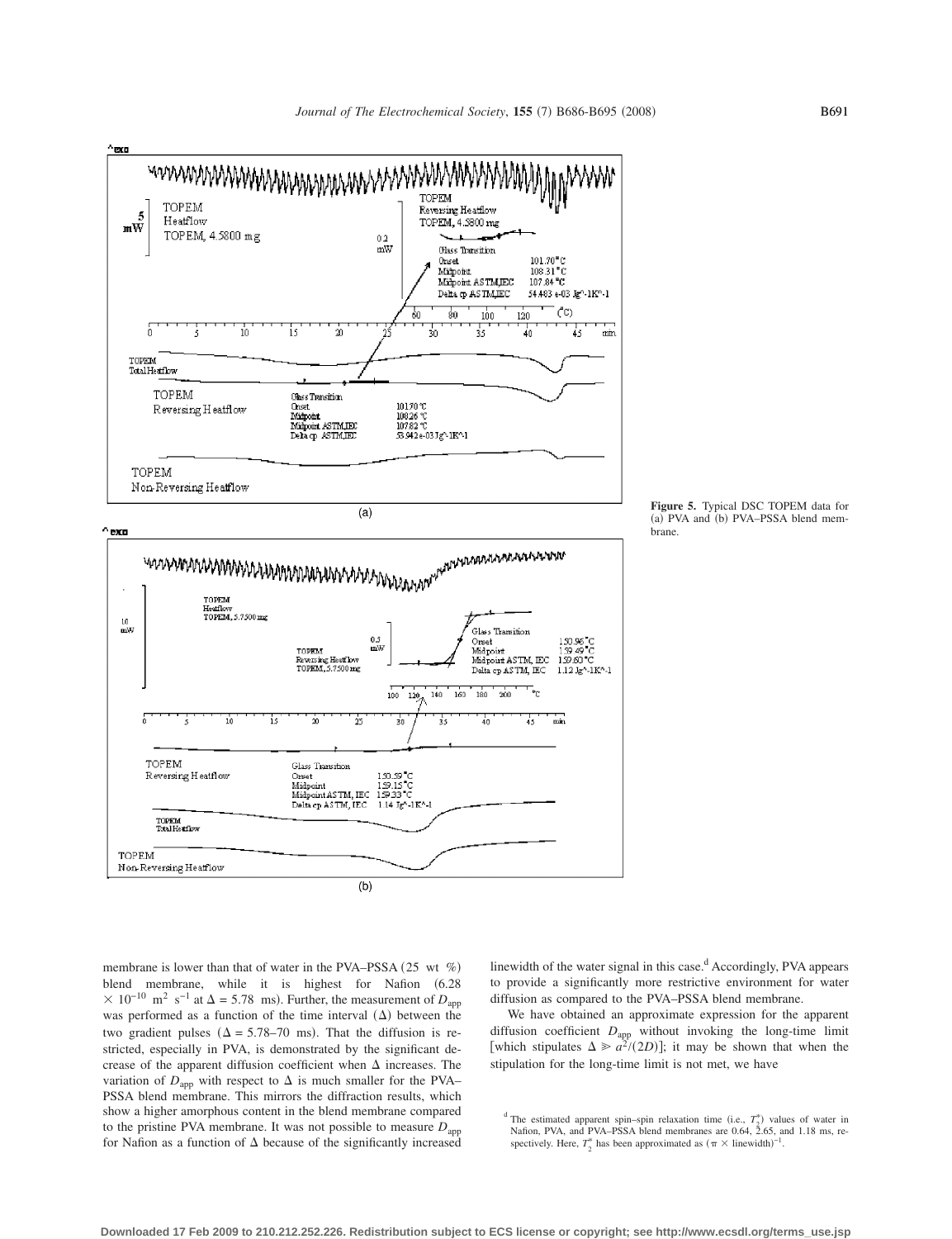^exo

TOPEM
Heatflow
TOPEM, 4.5800 mg

5
mW

TOPEM
Reversing Heatflow
TOPEM, 4.5800 mg

0.2
mW

Glass Transition
Onset 101.70°C
Midpoint 108.31°C
Midpoint ASTM,IEC 107.84°C
Delta cp ASTM,IEC 54.483 e-03 Jg^-1K^-1

60 80 100 120 (°C)

0 5 10 15 20 25 30 35 40 45 min

TOPEM
Total Heatflow

TOPEM
Reversing Heatflow

Glass Transition
Onset 101.70°C
Midpoint 108.26°C
Midpoint ASTM,IEC 107.82°C
Delta cp ASTM,IEC 53.942 e-03 Jg^-1K^-1

TOPEM
Non-Reversing Heatflow

(a)

^exo

TOPEM
Heatflow
TOPEM, 5.7500 mg

10
mW

0.5
mW

TOPEM
Reversing Heatflow
TOPEM, 5.7500 mg

Glass Transition
Onset 150.98°C
Midpoint 159.49°C
Midpoint ASTM, IEC 159.60°C
Delta cp ASTM, IEC 1.12 Jg^-1K^-1

100 120 140 160 180 200 °C

0 5 10 15 20 25 30 35 40 45 min

TOPEM
Reversing Heatflow

Glass Transition
Onset 150.59°C
Midpoint 159.15°C
Midpoint ASTM, IEC 159.33°C
Delta cp ASTM, IEC 1.14 Jg^-1K^-1

TOPEM
Total Heatflow

TOPEM
Non-Reversing Heatflow

(b)

**Figure 5.** Typical DSC TOPEM data for (a) PVA and (b) PVA–PSSA blend membrane.

membrane is lower than that of water in the PVA–PSSA (25 wt %) blend membrane, while it is highest for Nafion ($6.28 \times 10^{-10}$ m$^2$ s$^{-1}$ at $\Delta = 5.78$ ms). Further, the measurement of $D_{app}$ was performed as a function of the time interval ($\Delta$) between the two gradient pulses ($\Delta = 5.78$–$70$ ms). That the diffusion is restricted, especially in PVA, is demonstrated by the significant decrease of the apparent diffusion coefficient when $\Delta$ increases. The variation of $D_{app}$ with respect to $\Delta$ is much smaller for the PVA–PSSA blend membrane. This mirrors the diffraction results, which show a higher amorphous content in the blend membrane compared to the pristine PVA membrane. It was not possible to measure $D_{app}$ for Nafion as a function of $\Delta$ because of the significantly increased linewidth of the water signal in this case.[d] Accordingly, PVA appears to provide a significantly more restrictive environment for water diffusion as compared to the PVA–PSSA blend membrane.

We have obtained an approximate expression for the apparent diffusion coefficient $D_{app}$ without invoking the long-time limit [which stipulates $\Delta \gg a^2/(2D)$]; it may be shown that when the stipulation for the long-time limit is not met, we have

[d] The estimated apparent spin–spin relaxation time (i.e., $T_2^*$) values of water in Nafion, PVA, and PVA–PSSA blend membranes are 0.64, 2.65, and 1.18 ms, respectively. Here, $T_2^*$ has been approximated as $(\pi \times \text{linewidth})^{-1}$.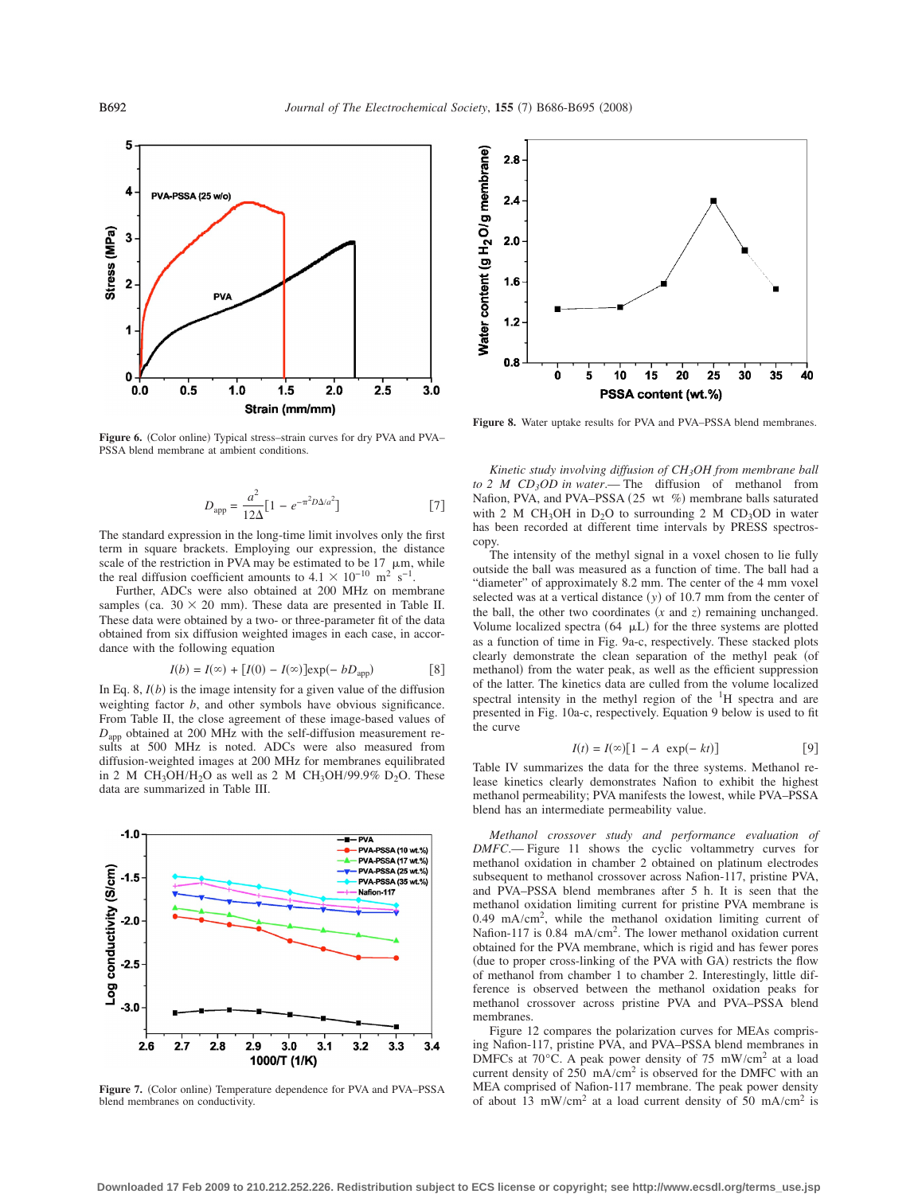Figure 6. (Color online) Typical stress–strain curves for dry PVA and PVA–PSSA blend membrane at ambient conditions.

$$D_{app} = \frac{a^2}{12\Delta}[1 - e^{-\pi^2 D\Delta/a^2}] \qquad [7]$$

The standard expression in the long-time limit involves only the first term in square brackets. Employing our expression, the distance scale of the restriction in PVA may be estimated to be 17 μm, while the real diffusion coefficient amounts to $4.1 \times 10^{-10}$ $m^2$ $s^{-1}$.

Further, ADCs were also obtained at 200 MHz on membrane samples (ca. 30 × 20 mm). These data are presented in Table II. These data were obtained by a two- or three-parameter fit of the data obtained from six diffusion weighted images in each case, in accordance with the following equation

$$I(b) = I(\infty) + [I(0) - I(\infty)]\exp(-bD_{app}) \qquad [8]$$

In Eq. 8, $I(b)$ is the image intensity for a given value of the diffusion weighting factor $b$, and other symbols have obvious significance. From Table II, the close agreement of these image-based values of $D_{app}$ obtained at 200 MHz with the self-diffusion measurement results at 500 MHz is noted. ADCs were also measured from diffusion-weighted images at 200 MHz for membranes equilibrated in 2 M $CH_3OH/H_2O$ as well as 2 M $CH_3OH$/99.9% $D_2O$. These data are summarized in Table III.

Figure 7. (Color online) Temperature dependence for PVA and PVA–PSSA blend membranes on conductivity.

Figure 8. Water uptake results for PVA and PVA–PSSA blend membranes.

*Kinetic study involving diffusion of $CH_3OH$ from membrane ball to 2 M $CD_3OD$ in water.*— The diffusion of methanol from Nafion, PVA, and PVA–PSSA (25 wt %) membrane balls saturated with 2 M $CH_3OH$ in $D_2O$ to surrounding 2 M $CD_3OD$ in water has been recorded at different time intervals by PRESS spectroscopy.

The intensity of the methyl signal in a voxel chosen to lie fully outside the ball was measured as a function of time. The ball had a "diameter" of approximately 8.2 mm. The center of the 4 mm voxel selected was at a vertical distance $(y)$ of 10.7 mm from the center of the ball, the other two coordinates $(x$ and $z)$ remaining unchanged. Volume localized spectra (64 μL) for the three systems are plotted as a function of time in Fig. 9a-c, respectively. These stacked plots clearly demonstrate the clean separation of the methyl peak (of methanol) from the water peak, as well as the efficient suppression of the latter. The kinetics data are culled from the volume localized spectral intensity in the methyl region of the $^1H$ spectra and are presented in Fig. 10a-c, respectively. Equation 9 below is used to fit the curve

$$I(t) = I(\infty)[1 - A\ \exp(-kt)] \qquad [9]$$

Table IV summarizes the data for the three systems. Methanol release kinetics clearly demonstrates Nafion to exhibit the highest methanol permeability; PVA manifests the lowest, while PVA–PSSA blend has an intermediate permeability value.

*Methanol crossover study and performance evaluation of DMFC.*— Figure 11 shows the cyclic voltammetry curves for methanol oxidation in chamber 2 obtained on platinum electrodes subsequent to methanol crossover across Nafion-117, pristine PVA, and PVA–PSSA blend membranes after 5 h. It is seen that the methanol oxidation limiting current for pristine PVA membrane is 0.49 $mA/cm^2$, while the methanol oxidation limiting current of Nafion-117 is 0.84 $mA/cm^2$. The lower methanol oxidation current obtained for the PVA membrane, which is rigid and has fewer pores (due to proper cross-linking of the PVA with GA) restricts the flow of methanol from chamber 1 to chamber 2. Interestingly, little difference is observed between the methanol oxidation peaks for methanol crossover across pristine PVA and PVA–PSSA blend membranes.

Figure 12 compares the polarization curves for MEAs comprising Nafion-117, pristine PVA, and PVA–PSSA blend membranes in DMFCs at 70°C. A peak power density of 75 $mW/cm^2$ at a load current density of 250 $mA/cm^2$ is observed for the DMFC with an MEA comprised of Nafion-117 membrane. The peak power density of about 13 $mW/cm^2$ at a load current density of 50 $mA/cm^2$ is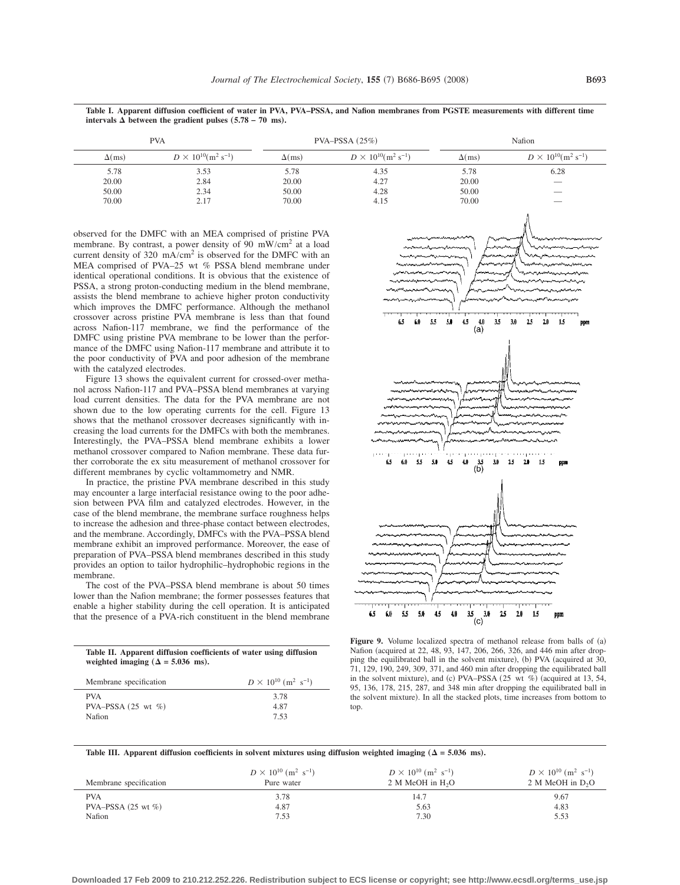**Table I. Apparent diffusion coefficient of water in PVA, PVA–PSSA, and Nafion membranes from PGSTE measurements with different time intervals Δ between the gradient pulses (5.78 – 70 ms).**

| PVA | | PVA–PSSA (25%) | | Nafion | |
|---|---|---|---|---|---|
| $\Delta$(ms) | $D \times 10^{10}$($m^2\ s^{-1}$) | $\Delta$(ms) | $D \times 10^{10}$($m^2\ s^{-1}$) | $\Delta$(ms) | $D \times 10^{10}$($m^2\ s^{-1}$) |
| 5.78 | 3.53 | 5.78 | 4.35 | 5.78 | 6.28 |
| 20.00 | 2.84 | 20.00 | 4.27 | 20.00 | — |
| 50.00 | 2.34 | 50.00 | 4.28 | 50.00 | — |
| 70.00 | 2.17 | 70.00 | 4.15 | 70.00 | — |

observed for the DMFC with an MEA comprised of pristine PVA membrane. By contrast, a power density of 90 mW/cm$^2$ at a load current density of 320 mA/cm$^2$ is observed for the DMFC with an MEA comprised of PVA–25 wt % PSSA blend membrane under identical operational conditions. It is obvious that the existence of PSSA, a strong proton-conducting medium in the blend membrane, assists the blend membrane to achieve higher proton conductivity which improves the DMFC performance. Although the methanol crossover across pristine PVA membrane is less than that found across Nafion-117 membrane, we find the performance of the DMFC using pristine PVA membrane to be lower than the performance of the DMFC using Nafion-117 membrane and attribute it to the poor conductivity of PVA and poor adhesion of the membrane with the catalyzed electrodes.

Figure 13 shows the equivalent current for crossed-over methanol across Nafion-117 and PVA–PSSA blend membranes at varying load current densities. The data for the PVA membrane are not shown due to the low operating currents for the cell. Figure 13 shows that the methanol crossover decreases significantly with increasing the load currents for the DMFCs with both the membranes. Interestingly, the PVA–PSSA blend membrane exhibits a lower methanol crossover compared to Nafion membrane. These data further corroborate the ex situ measurement of methanol crossover for different membranes by cyclic voltammometry and NMR.

In practice, the pristine PVA membrane described in this study may encounter a large interfacial resistance owing to the poor adhesion between PVA film and catalyzed electrodes. However, in the case of the blend membrane, the membrane surface roughness helps to increase the adhesion and three-phase contact between electrodes, and the membrane. Accordingly, DMFCs with the PVA–PSSA blend membrane exhibit an improved performance. Moreover, the ease of preparation of PVA–PSSA blend membranes described in this study provides an option to tailor hydrophilic–hydrophobic regions in the membrane.

The cost of the PVA–PSSA blend membrane is about 50 times lower than the Nafion membrane; the former possesses features that enable a higher stability during the cell operation. It is anticipated that the presence of a PVA-rich constituent in the blend membrane

**Figure 9.** Volume localized spectra of methanol release from balls of (a) Nafion (acquired at 22, 48, 93, 147, 206, 266, 326, and 446 min after dropping the equilibrated ball in the solvent mixture), (b) PVA (acquired at 30, 71, 129, 190, 249, 309, 371, and 460 min after dropping the equilibrated ball in the solvent mixture), and (c) PVA–PSSA (25 wt %) (acquired at 13, 54, 95, 136, 178, 215, 287, and 348 min after dropping the equilibrated ball in the solvent mixture). In all the stacked plots, time increases from bottom to top.

**Table II. Apparent diffusion coefficients of water using diffusion weighted imaging (Δ = 5.036 ms).**

| Membrane specification | $D \times 10^{10}$ ($m^2\ s^{-1}$) |
|---|---|
| PVA | 3.78 |
| PVA–PSSA (25 wt %) | 4.87 |
| Nafion | 7.53 |

**Table III. Apparent diffusion coefficients in solvent mixtures using diffusion weighted imaging (Δ = 5.036 ms).**

| Membrane specification | $D \times 10^{10}$ ($m^2\ s^{-1}$) Pure water | $D \times 10^{10}$ ($m^2\ s^{-1}$) 2 M MeOH in $H_2O$ | $D \times 10^{10}$ ($m^2\ s^{-1}$) 2 M MeOH in $D_2O$ |
|---|---|---|---|
| PVA | 3.78 | 14.7 | 9.67 |
| PVA–PSSA (25 wt %) | 4.87 | 5.63 | 4.83 |
| Nafion | 7.53 | 7.30 | 5.53 |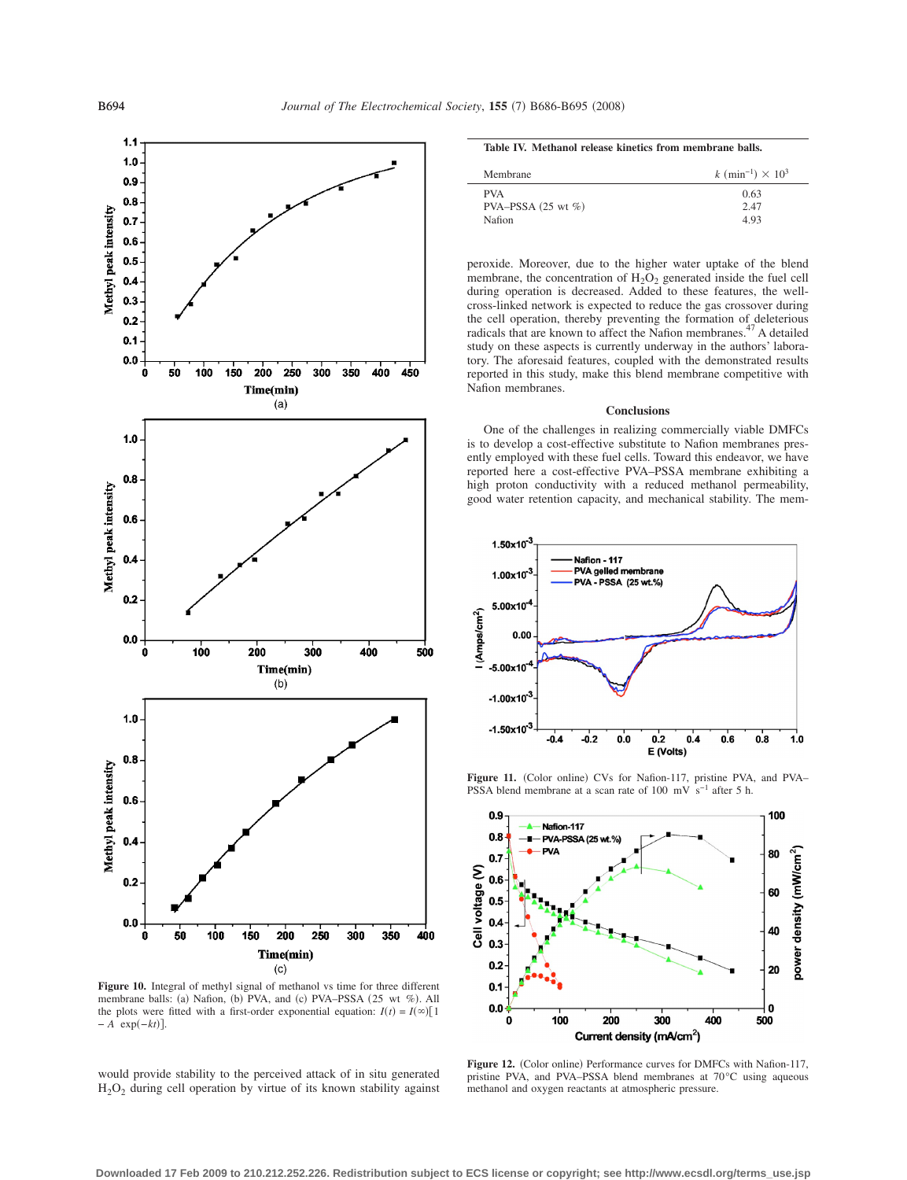Methyl peak intensity

1.1
1.0
0.9
0.8
0.7
0.6
0.5
0.4
0.3
0.2
0.1
0.0

0 50 100 150 200 250 300 350 400 450

Time(min)

(a)

Methyl peak intensity

1.0
0.8
0.6
0.4
0.2
0.0

0 100 200 300 400 500

Time(min)

(b)

Methyl peak intensity

1.0
0.8
0.6
0.4
0.2
0.0

0 50 100 150 200 250 300 350 400

Time(min)

(c)

**Figure 10.** Integral of methyl signal of methanol vs time for three different membrane balls: (a) Nafion, (b) PVA, and (c) PVA–PSSA (25 wt %). All the plots were fitted with a first-order exponential equation: $I(t) = I(\infty)[1 - A\ \exp(-kt)]$.

would provide stability to the perceived attack of in situ generated $H_2O_2$ during cell operation by virtue of its known stability against peroxide. Moreover, due to the higher water uptake of the blend membrane, the concentration of $H_2O_2$ generated inside the fuel cell during operation is decreased. Added to these features, the well-cross-linked network is expected to reduce the gas crossover during the cell operation, thereby preventing the formation of deleterious radicals that are known to affect the Nafion membranes.[47] A detailed study on these aspects is currently underway in the authors' laboratory. The aforesaid features, coupled with the demonstrated results reported in this study, make this blend membrane competitive with Nafion membranes.

**Table IV. Methanol release kinetics from membrane balls.**

| Membrane | $k$ (min$^{-1}$) $\times$ $10^3$ |
|---|---|
| PVA | 0.63 |
| PVA–PSSA (25 wt %) | 2.47 |
| Nafion | 4.93 |

## Conclusions

One of the challenges in realizing commercially viable DMFCs is to develop a cost-effective substitute to Nafion membranes presently employed with these fuel cells. Toward this endeavor, we have reported here a cost-effective PVA–PSSA membrane exhibiting a high proton conductivity with a reduced methanol permeability, good water retention capacity, and mechanical stability. The mem-

Nafion - 117
PVA gelled membrane
PVA - PSSA (25 wt.%)

I (Amps/cm$^2$)

1.50x10$^{-3}$
1.00x10$^{-3}$
5.00x10$^{-4}$
0.00
-5.00x10$^{-4}$
-1.00x10$^{-3}$
-1.50x10$^{-3}$

-0.4 -0.2 0.0 0.2 0.4 0.6 0.8 1.0

E (Volts)

**Figure 11.** (Color online) CVs for Nafion-117, pristine PVA, and PVA–PSSA blend membrane at a scan rate of 100 mV s$^{-1}$ after 5 h.

Nafion-117
PVA-PSSA (25 wt.%)
PVA

Cell voltage (V)

0.9
0.8
0.7
0.6
0.5
0.4
0.3
0.2
0.1
0.0

power density (mW/cm$^2$)

100
80
60
40
20
0

0 100 200 300 400 500

Current density (mA/cm$^2$)

**Figure 12.** (Color online) Performance curves for DMFCs with Nafion-117, pristine PVA, and PVA–PSSA blend membranes at 70°C using aqueous methanol and oxygen reactants at atmospheric pressure.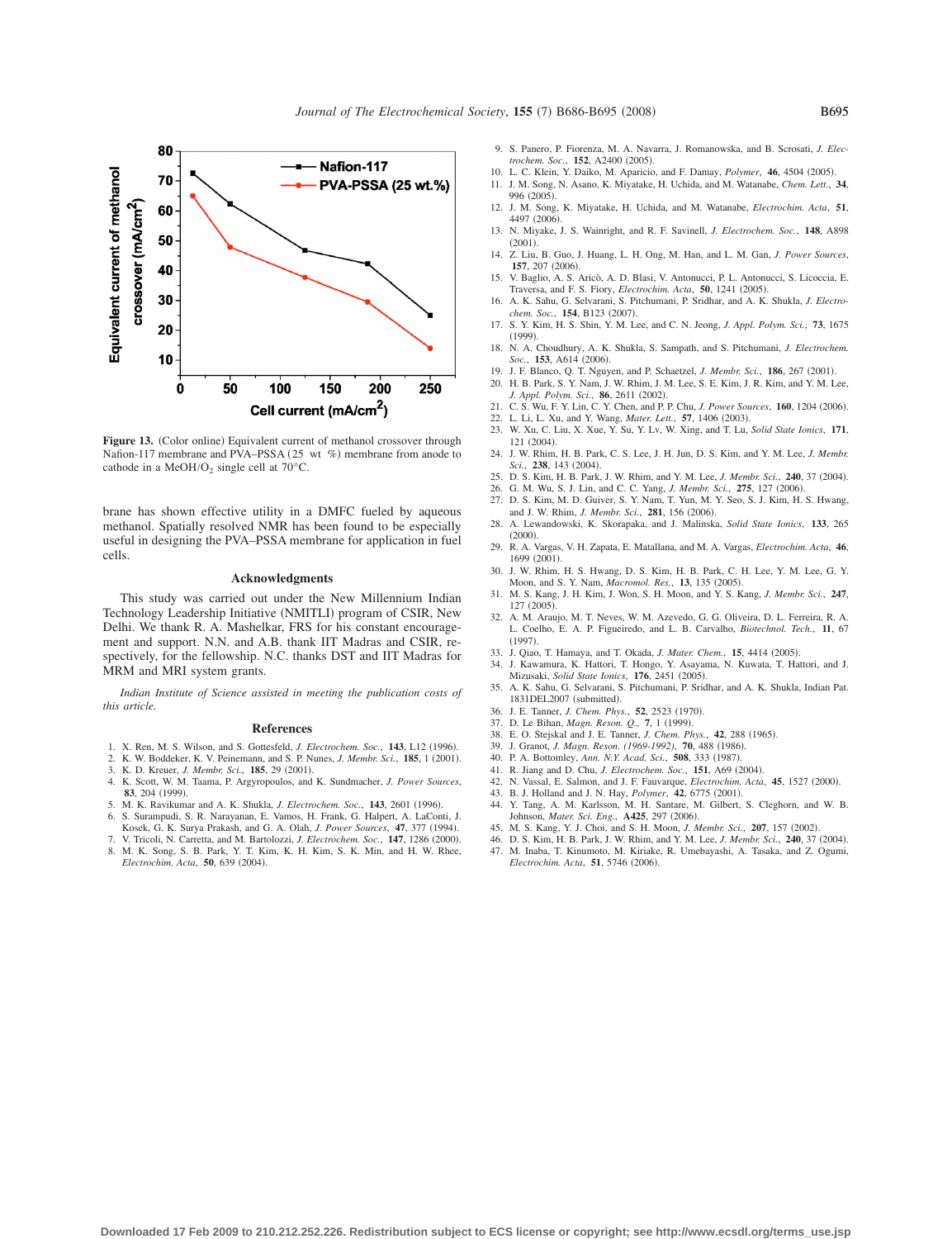Equivalent current of methanol crossover (mA/cm$^2$)

Cell current (mA/cm$^2$)

Nafion-117

PVA-PSSA (25 wt.%)

80
70
60
50
40
30
20
10

0
50
100
150
200
250

**Figure 13.** (Color online) Equivalent current of methanol crossover through Nafion-117 membrane and PVA–PSSA (25 wt %) membrane from anode to cathode in a $MeOH/O_2$ single cell at 70°C.

brane has shown effective utility in a DMFC fueled by aqueous methanol. Spatially resolved NMR has been found to be especially useful in designing the PVA–PSSA membrane for application in fuel cells.

## Acknowledgments

This study was carried out under the New Millennium Indian Technology Leadership Initiative (NMITLI) program of CSIR, New Delhi. We thank R. A. Mashelkar, FRS for his constant encouragement and support. N.N. and A.B. thank IIT Madras and CSIR, respectively, for the fellowship. N.C. thanks DST and IIT Madras for MRM and MRI system grants.

*Indian Institute of Science assisted in meeting the publication costs of this article.*

## References

1. X. Ren, M. S. Wilson, and S. Gottesfeld, *J. Electrochem. Soc.*, **143**, L12 (1996).
2. K. W. Boddeker, K. V. Peinemann, and S. P. Nunes, *J. Membr. Sci.*, **185**, 1 (2001).
3. K. D. Kreuer, *J. Membr. Sci.*, **185**, 29 (2001).
4. K. Scott, W. M. Taama, P. Argyropoulos, and K. Sundmacher, *J. Power Sources*, **83**, 204 (1999).
5. M. K. Ravikumar and A. K. Shukla, *J. Electrochem. Soc.*, **143**, 2601 (1996).
6. S. Surampudi, S. R. Narayanan, E. Vamos, H. Frank, G. Halpert, A. LaConti, J. Kosek, G. K. Surya Prakash, and G. A. Olah, *J. Power Sources*, **47**, 377 (1994).
7. V. Tricoli, N. Carretta, and M. Bartolozzi, *J. Electrochem. Soc.*, **147**, 1286 (2000).
8. M. K. Song, S. B. Park, Y. T. Kim, K. H. Kim, S. K. Min, and H. W. Rhee, *Electrochim. Acta*, **50**, 639 (2004).
9. S. Panero, P. Fiorenza, M. A. Navarra, J. Romanowska, and B. Scrosati, *J. Electrochem. Soc.*, **152**, A2400 (2005).
10. L. C. Klein, Y. Daiko, M. Aparicio, and F. Damay, *Polymer*, **46**, 4504 (2005).
11. J. M. Song, N. Asano, K. Miyatake, H. Uchida, and M. Watanabe, *Chem. Lett.*, **34**, 996 (2005).
12. J. M. Song, K. Miyatake, H. Uchida, and M. Watanabe, *Electrochim. Acta*, **51**, 4497 (2006).
13. N. Miyake, J. S. Wainright, and R. F. Savinell, *J. Electrochem. Soc.*, **148**, A898 (2001).
14. Z. Liu, B. Guo, J. Huang, L. H. Ong, M. Han, and L. M. Gan, *J. Power Sources*, **157**, 207 (2006).
15. V. Baglio, A. S. Aricò, A. D. Blasi, V. Antonucci, P. L. Antonucci, S. Licoccia, E. Traversa, and F. S. Fiory, *Electrochim. Acta*, **50**, 1241 (2005).
16. A. K. Sahu, G. Selvarani, S. Pitchumani, P. Sridhar, and A. K. Shukla, *J. Electrochem. Soc.*, **154**, B123 (2007).
17. S. Y. Kim, H. S. Shin, Y. M. Lee, and C. N. Jeong, *J. Appl. Polym. Sci.*, **73**, 1675 (1999).
18. N. A. Choudhury, A. K. Shukla, S. Sampath, and S. Pitchumani, *J. Electrochem. Soc.*, **153**, A614 (2006).
19. J. F. Blanco, Q. T. Nguyen, and P. Schaetzel, *J. Membr. Sci.*, **186**, 267 (2001).
20. H. B. Park, S. Y. Nam, J. W. Rhim, J. M. Lee, S. E. Kim, J. R. Kim, and Y. M. Lee, *J. Appl. Polym. Sci.*, **86**, 2611 (2002).
21. C. S. Wu, F. Y. Lin, C. Y. Chen, and P. P. Chu, *J. Power Sources*, **160**, 1204 (2006).
22. L. Li, L. Xu, and Y. Wang, *Mater. Lett.*, **57**, 1406 (2003).
23. W. Xu, C. Liu, X. Xue, Y. Su, Y. Lv, W. Xing, and T. Lu, *Solid State Ionics*, **171**, 121 (2004).
24. J. W. Rhim, H. B. Park, C. S. Lee, J. H. Jun, D. S. Kim, and Y. M. Lee, *J. Membr. Sci.*, **238**, 143 (2004).
25. D. S. Kim, H. B. Park, J. W. Rhim, and Y. M. Lee, *J. Membr. Sci.*, **240**, 37 (2004).
26. G. M. Wu, S. J. Lin, and C. C. Yang, *J. Membr. Sci.*, **275**, 127 (2006).
27. D. S. Kim, M. D. Guiver, S. Y. Nam, T. Yun, M. Y. Seo, S. J. Kim, H. S. Hwang, and J. W. Rhim, *J. Membr. Sci.*, **281**, 156 (2006).
28. A. Lewandowski, K. Skorapaka, and J. Malinska, *Solid State Ionics*, **133**, 265 (2000).
29. R. A. Vargas, V. H. Zapata, E. Matallana, and M. A. Vargas, *Electrochim. Acta*, **46**, 1699 (2001).
30. J. W. Rhim, H. S. Hwang, D. S. Kim, H. B. Park, C. H. Lee, Y. M. Lee, G. Y. Moon, and S. Y. Nam, *Macromol. Res.*, **13**, 135 (2005).
31. M. S. Kang, J. H. Kim, J. Won, S. H. Moon, and Y. S. Kang, *J. Membr. Sci.*, **247**, 127 (2005).
32. A. M. Araujo, M. T. Neves, W. M. Azevedo, G. G. Oliveira, D. L. Ferreira, R. A. L. Coelho, E. A. P. Figueiredo, and L. B. Carvalho, *Biotechnol. Tech.*, **11**, 67 (1997).
33. J. Qiao, T. Hamaya, and T. Okada, *J. Mater. Chem.*, **15**, 4414 (2005).
34. J. Kawamura, K. Hattori, T. Hongo, Y. Asayama, N. Kuwata, T. Hattori, and J. Mizusaki, *Solid State Ionics*, **176**, 2451 (2005).
35. A. K. Sahu, G. Selvarani, S. Pitchumani, P. Sridhar, and A. K. Shukla, Indian Pat. 1831DEL2007 (submitted).
36. J. E. Tanner, *J. Chem. Phys.*, **52**, 2523 (1970).
37. D. Le Bihan, *Magn. Reson. Q.*, **7**, 1 (1999).
38. E. O. Stejskal and J. E. Tanner, *J. Chem. Phys.*, **42**, 288 (1965).
39. J. Granot, *J. Magn. Reson. (1969-1992)*, **70**, 488 (1986).
40. P. A. Bottomley, *Ann. N.Y. Acad. Sci.*, **508**, 333 (1987).
41. R. Jiang and D. Chu, *J. Electrochem. Soc.*, **151**, A69 (2004).
42. N. Vassal, E. Salmon, and J. F. Fauvarque, *Electrochim. Acta*, **45**, 1527 (2000).
43. B. J. Holland and J. N. Hay, *Polymer*, **42**, 6775 (2001).
44. Y. Tang, A. M. Karlsson, M. H. Santare, M. Gilbert, S. Cleghorn, and W. B. Johnson, *Mater. Sci. Eng.*, **A425**, 297 (2006).
45. M. S. Kang, Y. J. Choi, and S. H. Moon, *J. Membr. Sci.*, **207**, 157 (2002).
46. D. S. Kim, H. B. Park, J. W. Rhim, and Y. M. Lee, *J. Membr. Sci.*, **240**, 37 (2004).
47. M. Inaba, T. Kinumoto, M. Kiriake, R. Umebayashi, A. Tasaka, and Z. Ogumi, *Electrochim. Acta*, **51**, 5746 (2006).